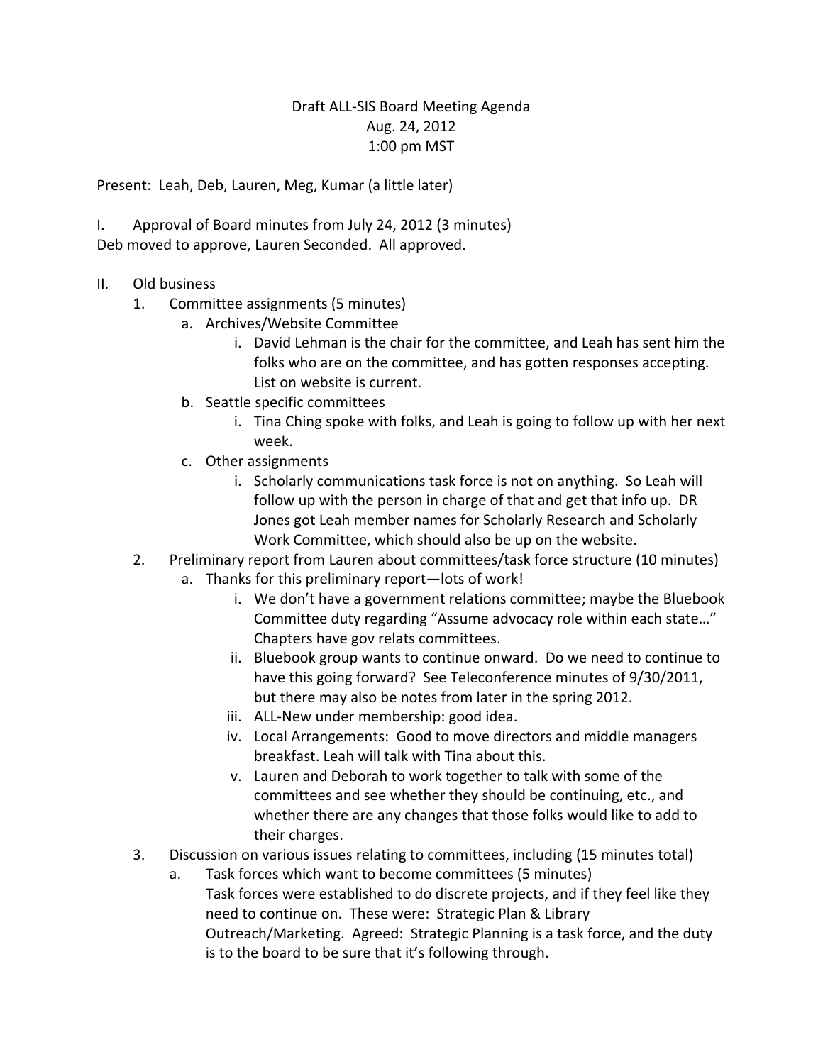Draft ALL-SIS Board Meeting Agenda
Aug. 24, 2012
1:00 pm MST

Present: Leah, Deb, Lauren, Meg, Kumar (a little later)

I. Approval of Board minutes from July 24, 2012 (3 minutes)
Deb moved to approve, Lauren Seconded. All approved.

II. Old business
   1. Committee assignments (5 minutes)
      a. Archives/Website Committee
         i. David Lehman is the chair for the committee, and Leah has sent him the folks who are on the committee, and has gotten responses accepting. List on website is current.
      b. Seattle specific committees
         i. Tina Ching spoke with folks, and Leah is going to follow up with her next week.
      c. Other assignments
         i. Scholarly communications task force is not on anything. So Leah will follow up with the person in charge of that and get that info up. DR Jones got Leah member names for Scholarly Research and Scholarly Work Committee, which should also be up on the website.
   2. Preliminary report from Lauren about committees/task force structure (10 minutes)
      a. Thanks for this preliminary report—lots of work!
         i. We don't have a government relations committee; maybe the Bluebook Committee duty regarding "Assume advocacy role within each state…" Chapters have gov relats committees.
         ii. Bluebook group wants to continue onward. Do we need to continue to have this going forward? See Teleconference minutes of 9/30/2011, but there may also be notes from later in the spring 2012.
         iii. ALL-New under membership: good idea.
         iv. Local Arrangements: Good to move directors and middle managers breakfast. Leah will talk with Tina about this.
         v. Lauren and Deborah to work together to talk with some of the committees and see whether they should be continuing, etc., and whether there are any changes that those folks would like to add to their charges.
   3. Discussion on various issues relating to committees, including (15 minutes total)
      a. Task forces which want to become committees (5 minutes)
         Task forces were established to do discrete projects, and if they feel like they need to continue on. These were: Strategic Plan & Library Outreach/Marketing. Agreed: Strategic Planning is a task force, and the duty is to the board to be sure that it's following through.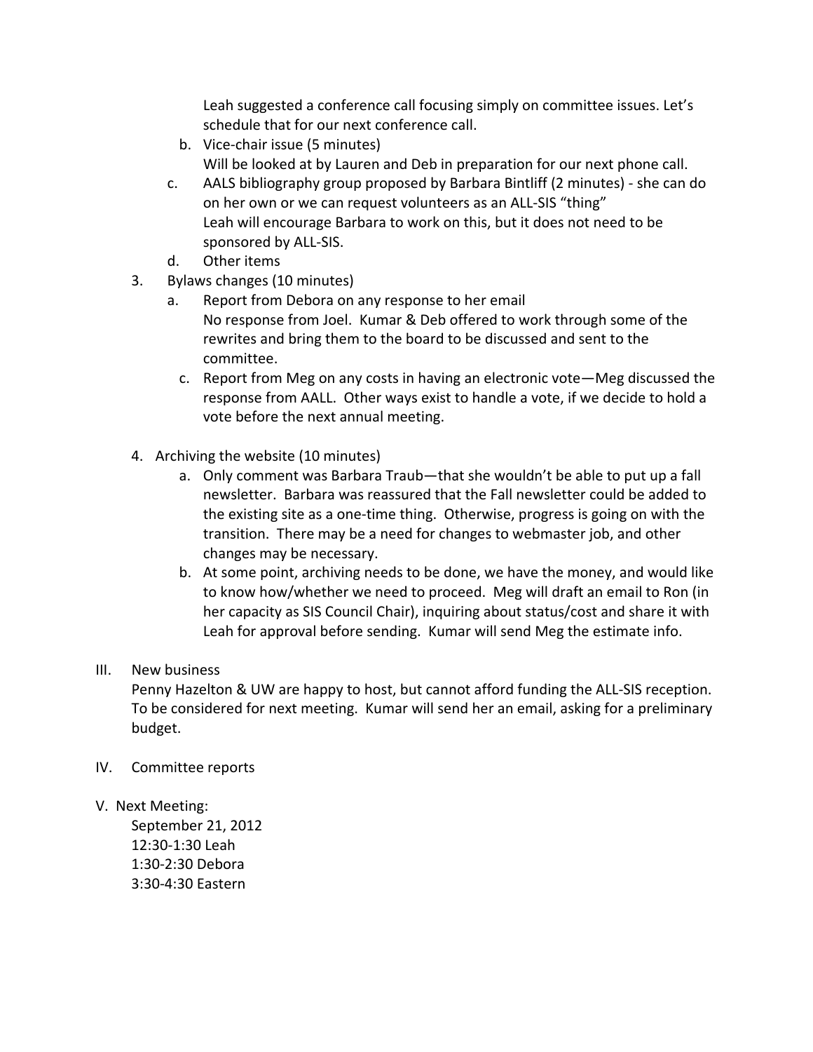Leah suggested a conference call focusing simply on committee issues. Let's schedule that for our next conference call.

b. Vice-chair issue (5 minutes)
   Will be looked at by Lauren and Deb in preparation for our next phone call.

c. AALS bibliography group proposed by Barbara Bintliff (2 minutes) - she can do on her own or we can request volunteers as an ALL-SIS "thing"
   Leah will encourage Barbara to work on this, but it does not need to be sponsored by ALL-SIS.

d. Other items

3. Bylaws changes (10 minutes)

   a. Report from Debora on any response to her email
      No response from Joel. Kumar & Deb offered to work through some of the rewrites and bring them to the board to be discussed and sent to the committee.

   c. Report from Meg on any costs in having an electronic vote—Meg discussed the response from AALL. Other ways exist to handle a vote, if we decide to hold a vote before the next annual meeting.

4. Archiving the website (10 minutes)

   a. Only comment was Barbara Traub—that she wouldn't be able to put up a fall newsletter. Barbara was reassured that the Fall newsletter could be added to the existing site as a one-time thing. Otherwise, progress is going on with the transition. There may be a need for changes to webmaster job, and other changes may be necessary.

   b. At some point, archiving needs to be done, we have the money, and would like to know how/whether we need to proceed. Meg will draft an email to Ron (in her capacity as SIS Council Chair), inquiring about status/cost and share it with Leah for approval before sending. Kumar will send Meg the estimate info.

III. New business

Penny Hazelton & UW are happy to host, but cannot afford funding the ALL-SIS reception. To be considered for next meeting. Kumar will send her an email, asking for a preliminary budget.

IV. Committee reports

V. Next Meeting:

September 21, 2012
12:30-1:30 Leah
1:30-2:30 Debora
3:30-4:30 Eastern